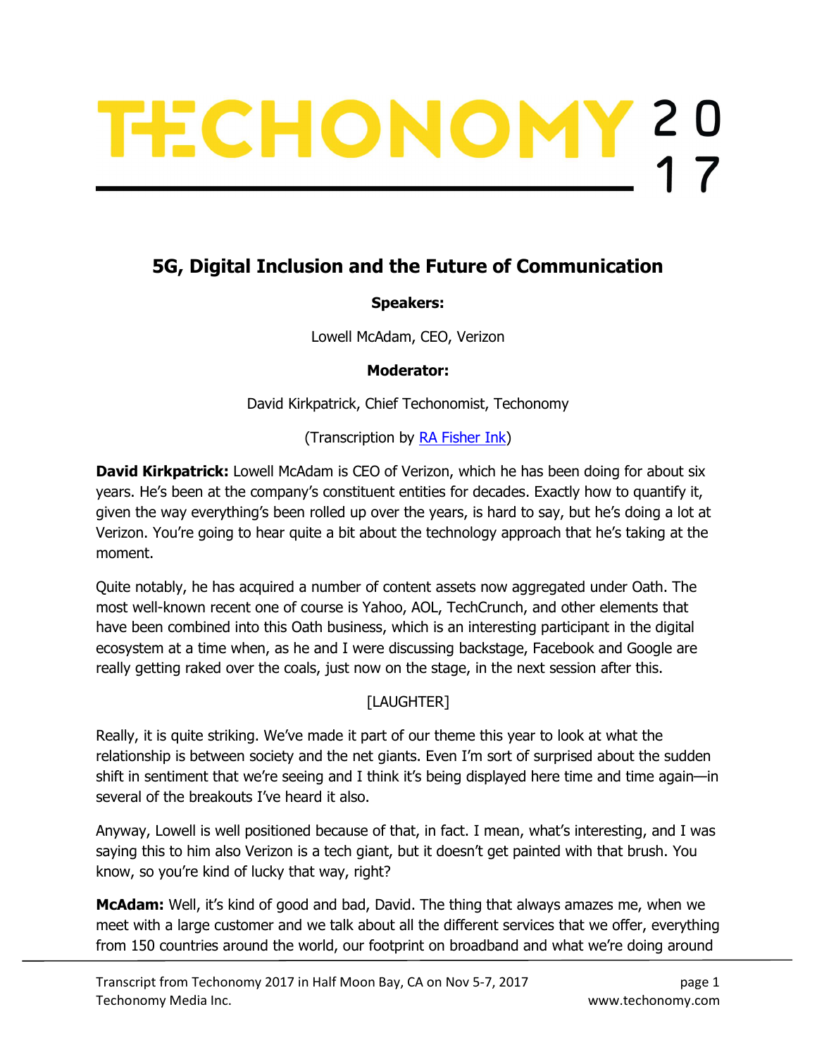# TECHONOMY 2017

## 5G, Digital Inclusion and the Future of Communication

**Speakers:**

Lowell McAdam, CEO, Verizon

**Moderator:**

David Kirkpatrick, Chief Techonomist, Techonomy

(Transcription by RA Fisher Ink)

**David Kirkpatrick:** Lowell McAdam is CEO of Verizon, which he has been doing for about six years. He's been at the company's constituent entities for decades. Exactly how to quantify it, given the way everything's been rolled up over the years, is hard to say, but he's doing a lot at Verizon. You're going to hear quite a bit about the technology approach that he's taking at the moment.

Quite notably, he has acquired a number of content assets now aggregated under Oath. The most well-known recent one of course is Yahoo, AOL, TechCrunch, and other elements that have been combined into this Oath business, which is an interesting participant in the digital ecosystem at a time when, as he and I were discussing backstage, Facebook and Google are really getting raked over the coals, just now on the stage, in the next session after this.

[LAUGHTER]

Really, it is quite striking. We've made it part of our theme this year to look at what the relationship is between society and the net giants. Even I'm sort of surprised about the sudden shift in sentiment that we're seeing and I think it's being displayed here time and time again—in several of the breakouts I've heard it also.

Anyway, Lowell is well positioned because of that, in fact. I mean, what's interesting, and I was saying this to him also Verizon is a tech giant, but it doesn't get painted with that brush. You know, so you're kind of lucky that way, right?

**McAdam:** Well, it's kind of good and bad, David. The thing that always amazes me, when we meet with a large customer and we talk about all the different services that we offer, everything from 150 countries around the world, our footprint on broadband and what we're doing around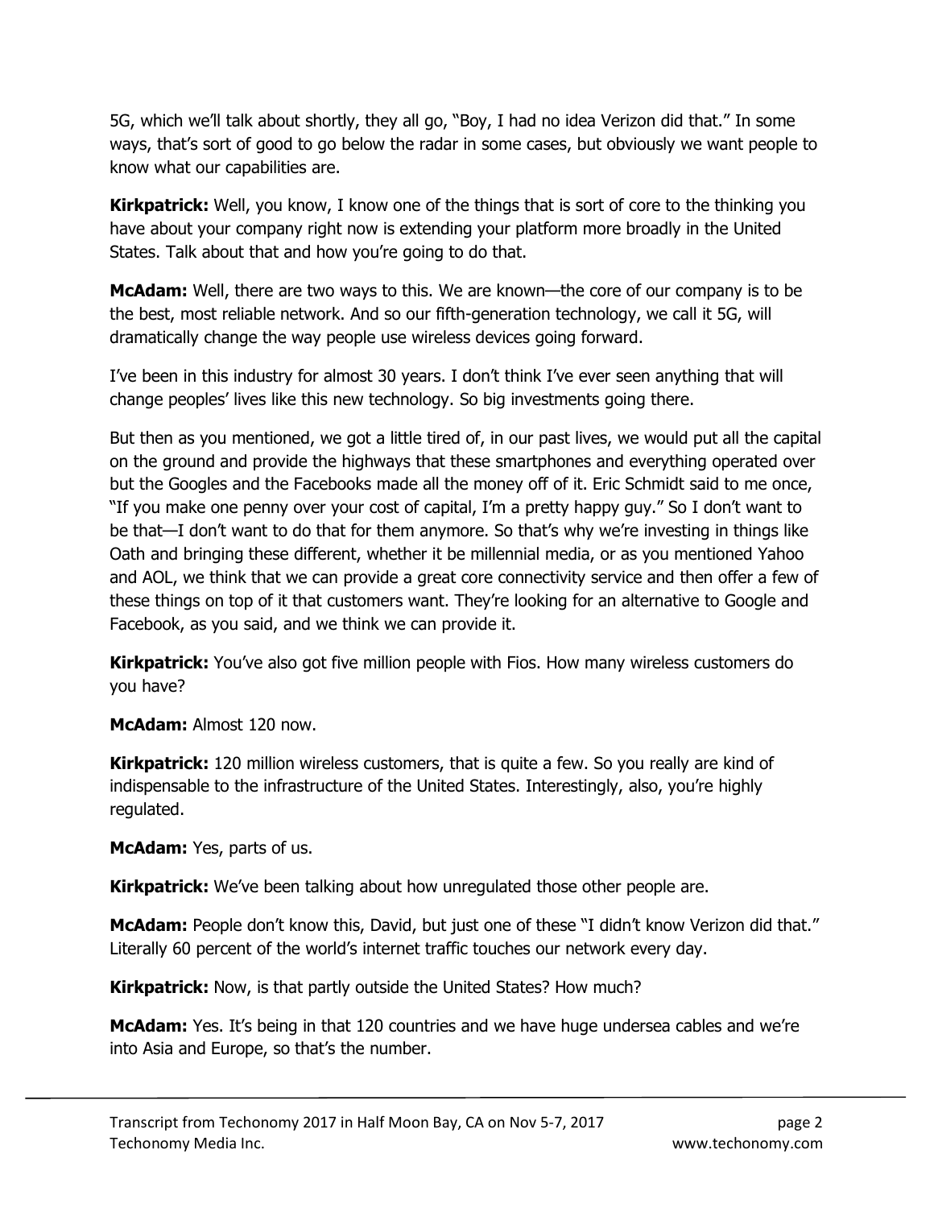5G, which we'll talk about shortly, they all go, "Boy, I had no idea Verizon did that." In some ways, that's sort of good to go below the radar in some cases, but obviously we want people to know what our capabilities are.

**Kirkpatrick:** Well, you know, I know one of the things that is sort of core to the thinking you have about your company right now is extending your platform more broadly in the United States. Talk about that and how you're going to do that.

**McAdam:** Well, there are two ways to this. We are known—the core of our company is to be the best, most reliable network. And so our fifth-generation technology, we call it 5G, will dramatically change the way people use wireless devices going forward.

I've been in this industry for almost 30 years. I don't think I've ever seen anything that will change peoples' lives like this new technology. So big investments going there.

But then as you mentioned, we got a little tired of, in our past lives, we would put all the capital on the ground and provide the highways that these smartphones and everything operated over but the Googles and the Facebooks made all the money off of it. Eric Schmidt said to me once, "If you make one penny over your cost of capital, I'm a pretty happy guy." So I don't want to be that—I don't want to do that for them anymore. So that's why we're investing in things like Oath and bringing these different, whether it be millennial media, or as you mentioned Yahoo and AOL, we think that we can provide a great core connectivity service and then offer a few of these things on top of it that customers want. They're looking for an alternative to Google and Facebook, as you said, and we think we can provide it.

**Kirkpatrick:** You've also got five million people with Fios. How many wireless customers do you have?

**McAdam:** Almost 120 now.

**Kirkpatrick:** 120 million wireless customers, that is quite a few. So you really are kind of indispensable to the infrastructure of the United States. Interestingly, also, you're highly regulated.

**McAdam:** Yes, parts of us.

**Kirkpatrick:** We've been talking about how unregulated those other people are.

**McAdam:** People don't know this, David, but just one of these "I didn't know Verizon did that." Literally 60 percent of the world's internet traffic touches our network every day.

**Kirkpatrick:** Now, is that partly outside the United States? How much?

**McAdam:** Yes. It's being in that 120 countries and we have huge undersea cables and we're into Asia and Europe, so that's the number.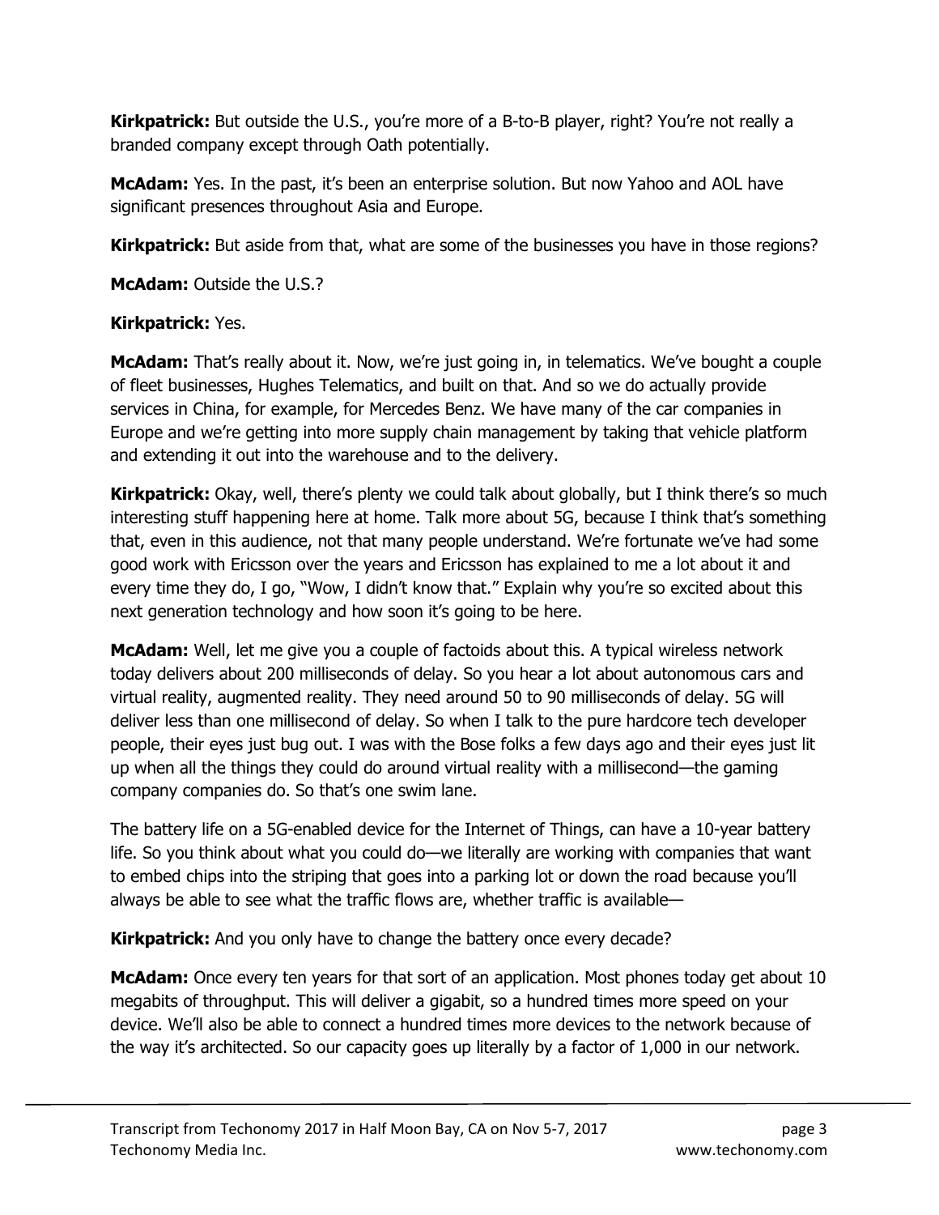**Kirkpatrick:** But outside the U.S., you're more of a B-to-B player, right? You're not really a branded company except through Oath potentially.

**McAdam:** Yes. In the past, it's been an enterprise solution. But now Yahoo and AOL have significant presences throughout Asia and Europe.

**Kirkpatrick:** But aside from that, what are some of the businesses you have in those regions?

**McAdam:** Outside the U.S.?

**Kirkpatrick:** Yes.

**McAdam:** That's really about it. Now, we're just going in, in telematics. We've bought a couple of fleet businesses, Hughes Telematics, and built on that. And so we do actually provide services in China, for example, for Mercedes Benz. We have many of the car companies in Europe and we're getting into more supply chain management by taking that vehicle platform and extending it out into the warehouse and to the delivery.

**Kirkpatrick:** Okay, well, there's plenty we could talk about globally, but I think there's so much interesting stuff happening here at home. Talk more about 5G, because I think that's something that, even in this audience, not that many people understand. We're fortunate we've had some good work with Ericsson over the years and Ericsson has explained to me a lot about it and every time they do, I go, "Wow, I didn't know that." Explain why you're so excited about this next generation technology and how soon it's going to be here.

**McAdam:** Well, let me give you a couple of factoids about this. A typical wireless network today delivers about 200 milliseconds of delay. So you hear a lot about autonomous cars and virtual reality, augmented reality. They need around 50 to 90 milliseconds of delay. 5G will deliver less than one millisecond of delay. So when I talk to the pure hardcore tech developer people, their eyes just bug out. I was with the Bose folks a few days ago and their eyes just lit up when all the things they could do around virtual reality with a millisecond—the gaming company companies do. So that's one swim lane.

The battery life on a 5G-enabled device for the Internet of Things, can have a 10-year battery life. So you think about what you could do—we literally are working with companies that want to embed chips into the striping that goes into a parking lot or down the road because you'll always be able to see what the traffic flows are, whether traffic is available—

**Kirkpatrick:** And you only have to change the battery once every decade?

**McAdam:** Once every ten years for that sort of an application. Most phones today get about 10 megabits of throughput. This will deliver a gigabit, so a hundred times more speed on your device. We'll also be able to connect a hundred times more devices to the network because of the way it's architected. So our capacity goes up literally by a factor of 1,000 in our network.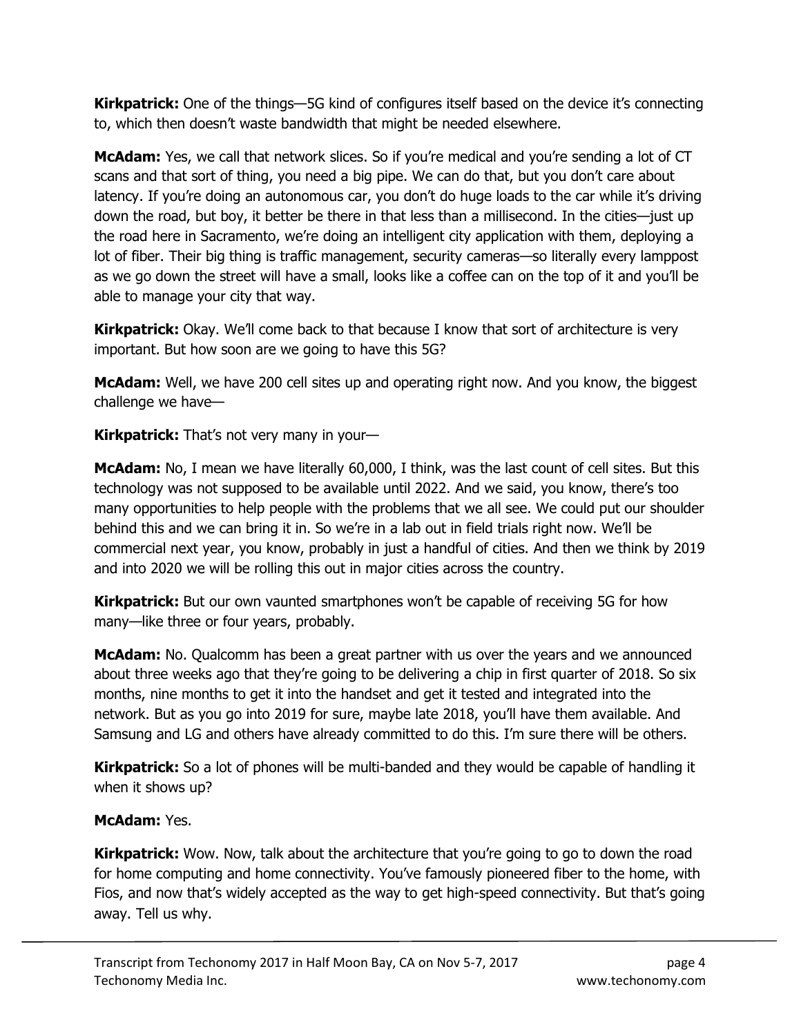**Kirkpatrick:** One of the things—5G kind of configures itself based on the device it's connecting to, which then doesn't waste bandwidth that might be needed elsewhere.

**McAdam:** Yes, we call that network slices. So if you're medical and you're sending a lot of CT scans and that sort of thing, you need a big pipe. We can do that, but you don't care about latency. If you're doing an autonomous car, you don't do huge loads to the car while it's driving down the road, but boy, it better be there in that less than a millisecond. In the cities—just up the road here in Sacramento, we're doing an intelligent city application with them, deploying a lot of fiber. Their big thing is traffic management, security cameras—so literally every lamppost as we go down the street will have a small, looks like a coffee can on the top of it and you'll be able to manage your city that way.

**Kirkpatrick:** Okay. We'll come back to that because I know that sort of architecture is very important. But how soon are we going to have this 5G?

**McAdam:** Well, we have 200 cell sites up and operating right now. And you know, the biggest challenge we have—

**Kirkpatrick:** That's not very many in your—

**McAdam:** No, I mean we have literally 60,000, I think, was the last count of cell sites. But this technology was not supposed to be available until 2022. And we said, you know, there's too many opportunities to help people with the problems that we all see. We could put our shoulder behind this and we can bring it in. So we're in a lab out in field trials right now. We'll be commercial next year, you know, probably in just a handful of cities. And then we think by 2019 and into 2020 we will be rolling this out in major cities across the country.

**Kirkpatrick:** But our own vaunted smartphones won't be capable of receiving 5G for how many—like three or four years, probably.

**McAdam:** No. Qualcomm has been a great partner with us over the years and we announced about three weeks ago that they're going to be delivering a chip in first quarter of 2018. So six months, nine months to get it into the handset and get it tested and integrated into the network. But as you go into 2019 for sure, maybe late 2018, you'll have them available. And Samsung and LG and others have already committed to do this. I'm sure there will be others.

**Kirkpatrick:** So a lot of phones will be multi-banded and they would be capable of handling it when it shows up?

**McAdam:** Yes.

**Kirkpatrick:** Wow. Now, talk about the architecture that you're going to go to down the road for home computing and home connectivity. You've famously pioneered fiber to the home, with Fios, and now that's widely accepted as the way to get high-speed connectivity. But that's going away. Tell us why.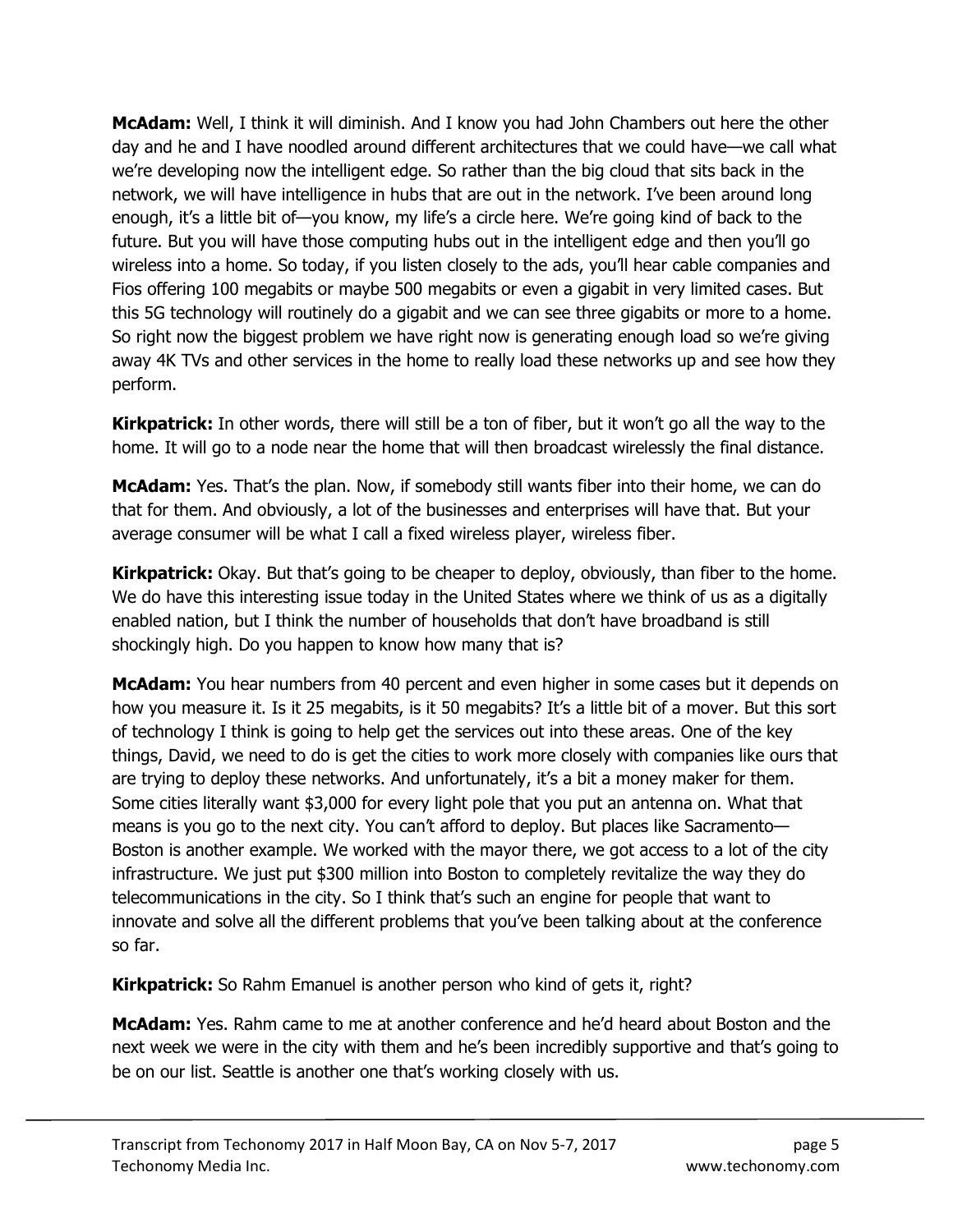**McAdam:** Well, I think it will diminish. And I know you had John Chambers out here the other day and he and I have noodled around different architectures that we could have—we call what we're developing now the intelligent edge. So rather than the big cloud that sits back in the network, we will have intelligence in hubs that are out in the network. I've been around long enough, it's a little bit of—you know, my life's a circle here. We're going kind of back to the future. But you will have those computing hubs out in the intelligent edge and then you'll go wireless into a home. So today, if you listen closely to the ads, you'll hear cable companies and Fios offering 100 megabits or maybe 500 megabits or even a gigabit in very limited cases. But this 5G technology will routinely do a gigabit and we can see three gigabits or more to a home. So right now the biggest problem we have right now is generating enough load so we're giving away 4K TVs and other services in the home to really load these networks up and see how they perform.

**Kirkpatrick:** In other words, there will still be a ton of fiber, but it won't go all the way to the home. It will go to a node near the home that will then broadcast wirelessly the final distance.

**McAdam:** Yes. That's the plan. Now, if somebody still wants fiber into their home, we can do that for them. And obviously, a lot of the businesses and enterprises will have that. But your average consumer will be what I call a fixed wireless player, wireless fiber.

**Kirkpatrick:** Okay. But that's going to be cheaper to deploy, obviously, than fiber to the home. We do have this interesting issue today in the United States where we think of us as a digitally enabled nation, but I think the number of households that don't have broadband is still shockingly high. Do you happen to know how many that is?

**McAdam:** You hear numbers from 40 percent and even higher in some cases but it depends on how you measure it. Is it 25 megabits, is it 50 megabits? It's a little bit of a mover. But this sort of technology I think is going to help get the services out into these areas. One of the key things, David, we need to do is get the cities to work more closely with companies like ours that are trying to deploy these networks. And unfortunately, it's a bit a money maker for them. Some cities literally want $3,000 for every light pole that you put an antenna on. What that means is you go to the next city. You can't afford to deploy. But places like Sacramento—Boston is another example. We worked with the mayor there, we got access to a lot of the city infrastructure. We just put $300 million into Boston to completely revitalize the way they do telecommunications in the city. So I think that's such an engine for people that want to innovate and solve all the different problems that you've been talking about at the conference so far.

**Kirkpatrick:** So Rahm Emanuel is another person who kind of gets it, right?

**McAdam:** Yes. Rahm came to me at another conference and he'd heard about Boston and the next week we were in the city with them and he's been incredibly supportive and that's going to be on our list. Seattle is another one that's working closely with us.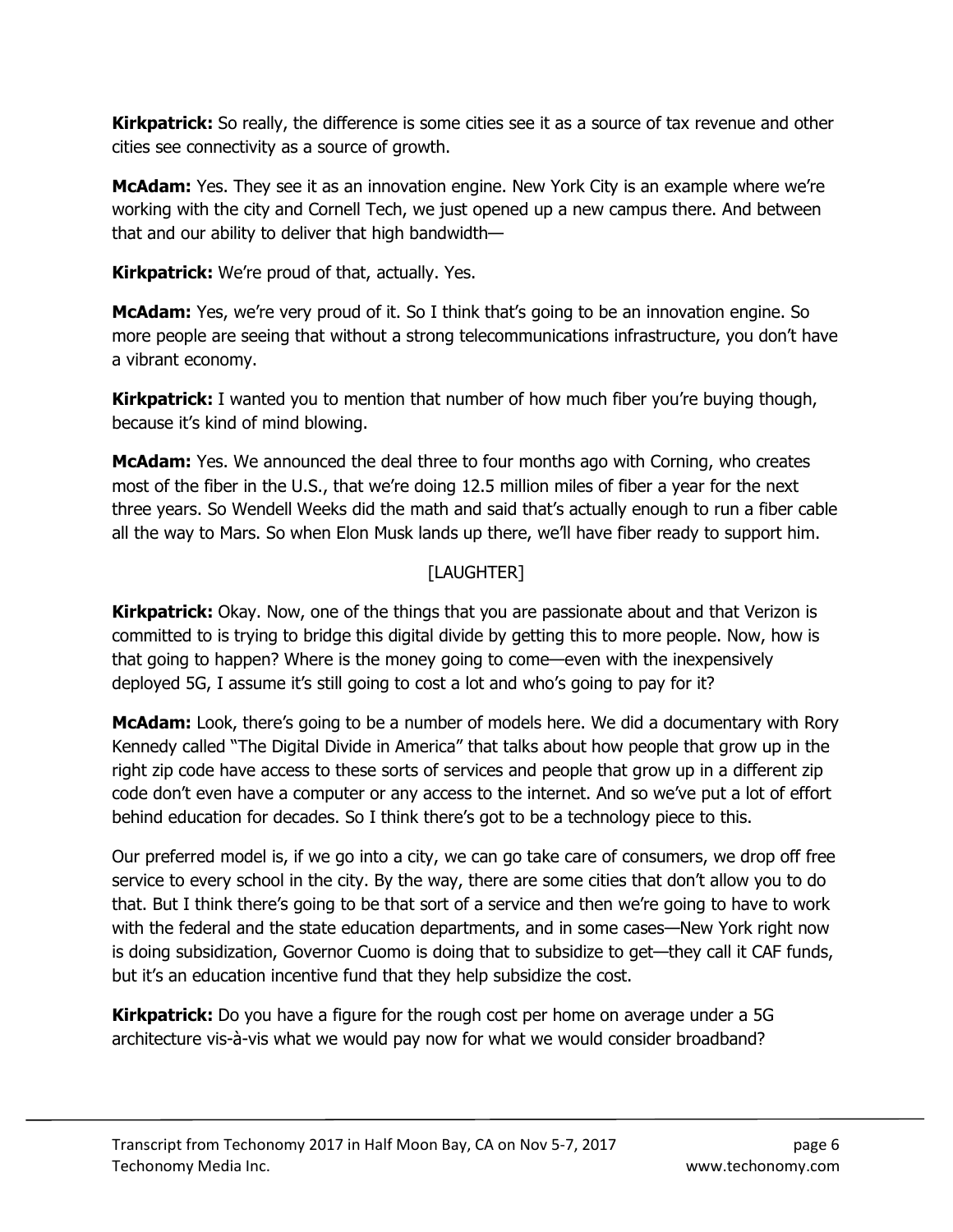**Kirkpatrick:** So really, the difference is some cities see it as a source of tax revenue and other cities see connectivity as a source of growth.

**McAdam:** Yes. They see it as an innovation engine. New York City is an example where we're working with the city and Cornell Tech, we just opened up a new campus there. And between that and our ability to deliver that high bandwidth—

**Kirkpatrick:** We're proud of that, actually. Yes.

**McAdam:** Yes, we're very proud of it. So I think that's going to be an innovation engine. So more people are seeing that without a strong telecommunications infrastructure, you don't have a vibrant economy.

**Kirkpatrick:** I wanted you to mention that number of how much fiber you're buying though, because it's kind of mind blowing.

**McAdam:** Yes. We announced the deal three to four months ago with Corning, who creates most of the fiber in the U.S., that we're doing 12.5 million miles of fiber a year for the next three years. So Wendell Weeks did the math and said that's actually enough to run a fiber cable all the way to Mars. So when Elon Musk lands up there, we'll have fiber ready to support him.

[LAUGHTER]

**Kirkpatrick:** Okay. Now, one of the things that you are passionate about and that Verizon is committed to is trying to bridge this digital divide by getting this to more people. Now, how is that going to happen? Where is the money going to come—even with the inexpensively deployed 5G, I assume it's still going to cost a lot and who's going to pay for it?

**McAdam:** Look, there's going to be a number of models here. We did a documentary with Rory Kennedy called "The Digital Divide in America" that talks about how people that grow up in the right zip code have access to these sorts of services and people that grow up in a different zip code don't even have a computer or any access to the internet. And so we've put a lot of effort behind education for decades. So I think there's got to be a technology piece to this.

Our preferred model is, if we go into a city, we can go take care of consumers, we drop off free service to every school in the city. By the way, there are some cities that don't allow you to do that. But I think there's going to be that sort of a service and then we're going to have to work with the federal and the state education departments, and in some cases—New York right now is doing subsidization, Governor Cuomo is doing that to subsidize to get—they call it CAF funds, but it's an education incentive fund that they help subsidize the cost.

**Kirkpatrick:** Do you have a figure for the rough cost per home on average under a 5G architecture vis-à-vis what we would pay now for what we would consider broadband?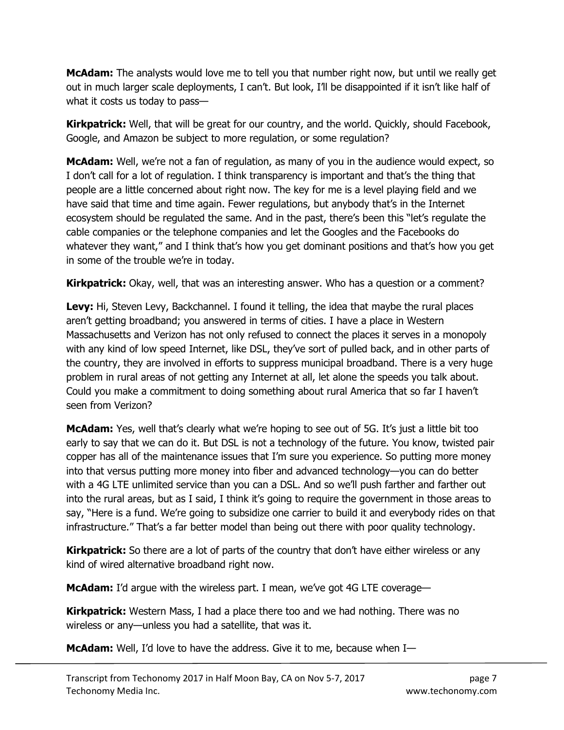**McAdam:** The analysts would love me to tell you that number right now, but until we really get out in much larger scale deployments, I can't. But look, I'll be disappointed if it isn't like half of what it costs us today to pass—

**Kirkpatrick:** Well, that will be great for our country, and the world. Quickly, should Facebook, Google, and Amazon be subject to more regulation, or some regulation?

**McAdam:** Well, we're not a fan of regulation, as many of you in the audience would expect, so I don't call for a lot of regulation. I think transparency is important and that's the thing that people are a little concerned about right now. The key for me is a level playing field and we have said that time and time again. Fewer regulations, but anybody that's in the Internet ecosystem should be regulated the same. And in the past, there's been this "let's regulate the cable companies or the telephone companies and let the Googles and the Facebooks do whatever they want," and I think that's how you get dominant positions and that's how you get in some of the trouble we're in today.

**Kirkpatrick:** Okay, well, that was an interesting answer. Who has a question or a comment?

**Levy:** Hi, Steven Levy, Backchannel. I found it telling, the idea that maybe the rural places aren't getting broadband; you answered in terms of cities. I have a place in Western Massachusetts and Verizon has not only refused to connect the places it serves in a monopoly with any kind of low speed Internet, like DSL, they've sort of pulled back, and in other parts of the country, they are involved in efforts to suppress municipal broadband. There is a very huge problem in rural areas of not getting any Internet at all, let alone the speeds you talk about. Could you make a commitment to doing something about rural America that so far I haven't seen from Verizon?

**McAdam:** Yes, well that's clearly what we're hoping to see out of 5G. It's just a little bit too early to say that we can do it. But DSL is not a technology of the future. You know, twisted pair copper has all of the maintenance issues that I'm sure you experience. So putting more money into that versus putting more money into fiber and advanced technology—you can do better with a 4G LTE unlimited service than you can a DSL. And so we'll push farther and farther out into the rural areas, but as I said, I think it's going to require the government in those areas to say, "Here is a fund. We're going to subsidize one carrier to build it and everybody rides on that infrastructure." That's a far better model than being out there with poor quality technology.

**Kirkpatrick:** So there are a lot of parts of the country that don't have either wireless or any kind of wired alternative broadband right now.

**McAdam:** I'd argue with the wireless part. I mean, we've got 4G LTE coverage—

**Kirkpatrick:** Western Mass, I had a place there too and we had nothing. There was no wireless or any—unless you had a satellite, that was it.

**McAdam:** Well, I'd love to have the address. Give it to me, because when I—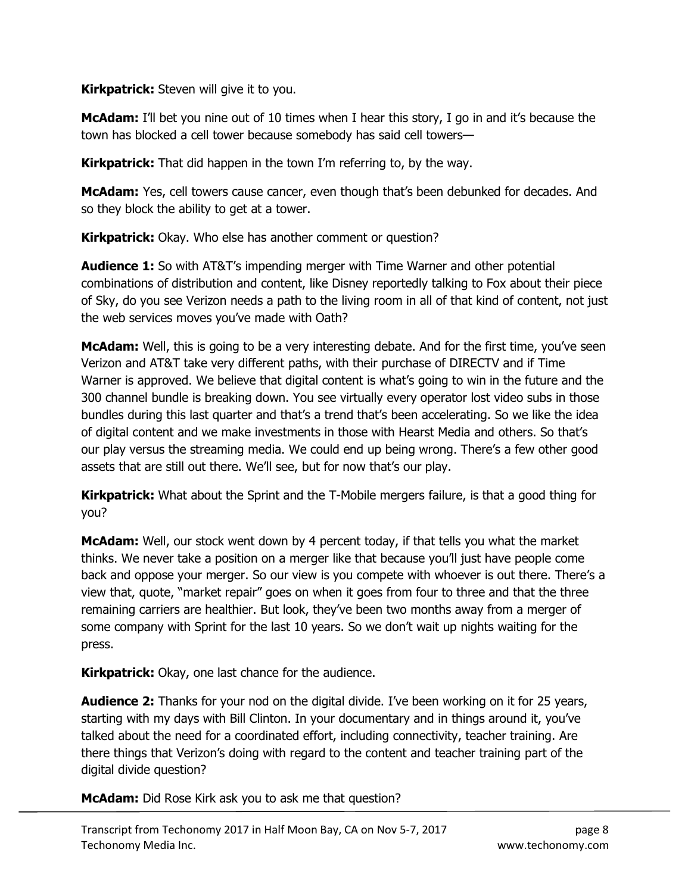**Kirkpatrick:** Steven will give it to you.

**McAdam:** I'll bet you nine out of 10 times when I hear this story, I go in and it's because the town has blocked a cell tower because somebody has said cell towers—

**Kirkpatrick:** That did happen in the town I'm referring to, by the way.

**McAdam:** Yes, cell towers cause cancer, even though that's been debunked for decades. And so they block the ability to get at a tower.

**Kirkpatrick:** Okay. Who else has another comment or question?

**Audience 1:** So with AT&T's impending merger with Time Warner and other potential combinations of distribution and content, like Disney reportedly talking to Fox about their piece of Sky, do you see Verizon needs a path to the living room in all of that kind of content, not just the web services moves you've made with Oath?

**McAdam:** Well, this is going to be a very interesting debate. And for the first time, you've seen Verizon and AT&T take very different paths, with their purchase of DIRECTV and if Time Warner is approved. We believe that digital content is what's going to win in the future and the 300 channel bundle is breaking down. You see virtually every operator lost video subs in those bundles during this last quarter and that's a trend that's been accelerating. So we like the idea of digital content and we make investments in those with Hearst Media and others. So that's our play versus the streaming media. We could end up being wrong. There's a few other good assets that are still out there. We'll see, but for now that's our play.

**Kirkpatrick:** What about the Sprint and the T-Mobile mergers failure, is that a good thing for you?

**McAdam:** Well, our stock went down by 4 percent today, if that tells you what the market thinks. We never take a position on a merger like that because you'll just have people come back and oppose your merger. So our view is you compete with whoever is out there. There's a view that, quote, "market repair" goes on when it goes from four to three and that the three remaining carriers are healthier. But look, they've been two months away from a merger of some company with Sprint for the last 10 years. So we don't wait up nights waiting for the press.

**Kirkpatrick:** Okay, one last chance for the audience.

**Audience 2:** Thanks for your nod on the digital divide. I've been working on it for 25 years, starting with my days with Bill Clinton. In your documentary and in things around it, you've talked about the need for a coordinated effort, including connectivity, teacher training. Are there things that Verizon's doing with regard to the content and teacher training part of the digital divide question?

**McAdam:** Did Rose Kirk ask you to ask me that question?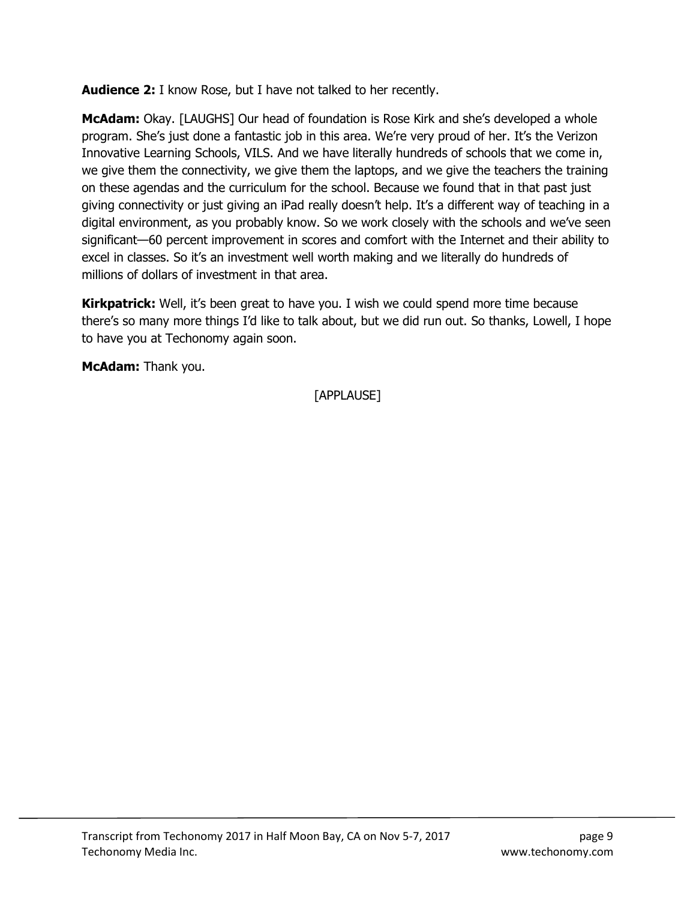**Audience 2:** I know Rose, but I have not talked to her recently.

**McAdam:** Okay. [LAUGHS] Our head of foundation is Rose Kirk and she's developed a whole program. She's just done a fantastic job in this area. We're very proud of her. It's the Verizon Innovative Learning Schools, VILS. And we have literally hundreds of schools that we come in, we give them the connectivity, we give them the laptops, and we give the teachers the training on these agendas and the curriculum for the school. Because we found that in that past just giving connectivity or just giving an iPad really doesn't help. It's a different way of teaching in a digital environment, as you probably know. So we work closely with the schools and we've seen significant—60 percent improvement in scores and comfort with the Internet and their ability to excel in classes. So it's an investment well worth making and we literally do hundreds of millions of dollars of investment in that area.

**Kirkpatrick:** Well, it's been great to have you. I wish we could spend more time because there's so many more things I'd like to talk about, but we did run out. So thanks, Lowell, I hope to have you at Techonomy again soon.

**McAdam:** Thank you.

[APPLAUSE]